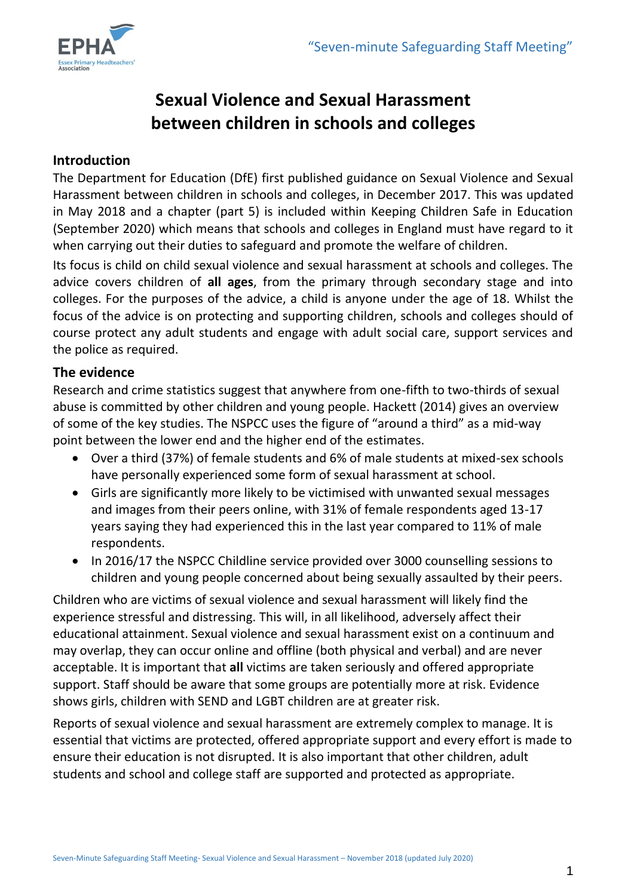# Sexual Violence and Sexual Harassment between children in schools and colleges

## Introduction

The Department for Education (DfE) first published guidance on Sexual Violence and Sexual Harassment between children in schools and colleges, in December 2017. This was updated in May 2018 and a chapter (part 5) is included within Keeping Children Safe in Education (September 2020) which means that schools and colleges in England must have regard to it when carrying out their duties to safeguard and promote the welfare of children.

Its focus is child on child sexual violence and sexual harassment at schools and colleges. The advice covers children of **all ages**, from the primary through secondary stage and into colleges. For the purposes of the advice, a child is anyone under the age of 18. Whilst the focus of the advice is on protecting and supporting children, schools and colleges should of course protect any adult students and engage with adult social care, support services and the police as required.

## The evidence

Research and crime statistics suggest that anywhere from one-fifth to two-thirds of sexual abuse is committed by other children and young people. Hackett (2014) gives an overview of some of the key studies. The NSPCC uses the figure of "around a third" as a mid-way point between the lower end and the higher end of the estimates.

- Over a third (37%) of female students and 6% of male students at mixed-sex schools have personally experienced some form of sexual harassment at school.
- Girls are significantly more likely to be victimised with unwanted sexual messages and images from their peers online, with 31% of female respondents aged 13-17 years saying they had experienced this in the last year compared to 11% of male respondents.
- In 2016/17 the NSPCC Childline service provided over 3000 counselling sessions to children and young people concerned about being sexually assaulted by their peers.

Children who are victims of sexual violence and sexual harassment will likely find the experience stressful and distressing. This will, in all likelihood, adversely affect their educational attainment. Sexual violence and sexual harassment exist on a continuum and may overlap, they can occur online and offline (both physical and verbal) and are never acceptable. It is important that **all** victims are taken seriously and offered appropriate support. Staff should be aware that some groups are potentially more at risk. Evidence shows girls, children with SEND and LGBT children are at greater risk.

Reports of sexual violence and sexual harassment are extremely complex to manage. It is essential that victims are protected, offered appropriate support and every effort is made to ensure their education is not disrupted. It is also important that other children, adult students and school and college staff are supported and protected as appropriate.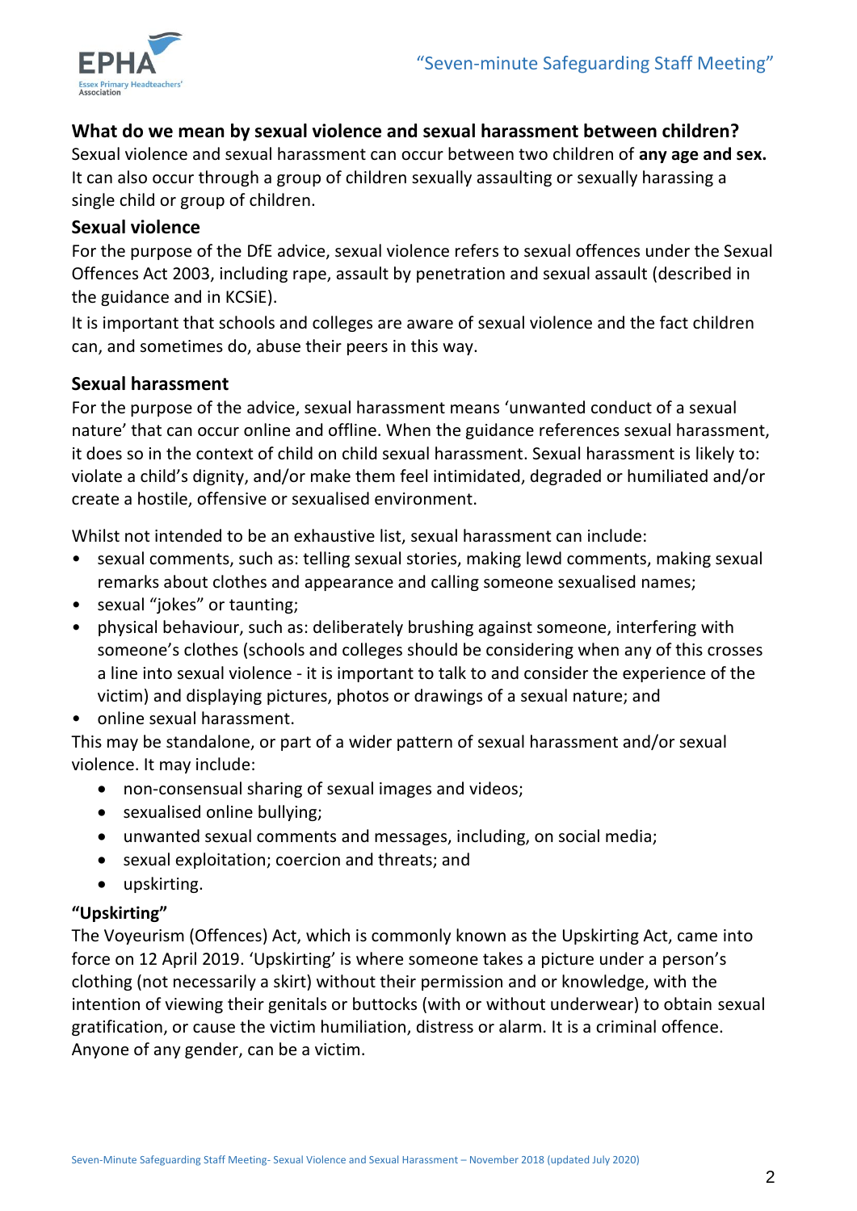### What do we mean by sexual violence and sexual harassment between children?

Sexual violence and sexual harassment can occur between two children of **any age and sex.** It can also occur through a group of children sexually assaulting or sexually harassing a single child or group of children.

### Sexual violence

For the purpose of the DfE advice, sexual violence refers to sexual offences under the Sexual Offences Act 2003, including rape, assault by penetration and sexual assault (described in the guidance and in KCSiE).

It is important that schools and colleges are aware of sexual violence and the fact children can, and sometimes do, abuse their peers in this way.

### Sexual harassment

For the purpose of the advice, sexual harassment means 'unwanted conduct of a sexual nature' that can occur online and offline. When the guidance references sexual harassment, it does so in the context of child on child sexual harassment. Sexual harassment is likely to: violate a child's dignity, and/or make them feel intimidated, degraded or humiliated and/or create a hostile, offensive or sexualised environment.

Whilst not intended to be an exhaustive list, sexual harassment can include:

- sexual comments, such as: telling sexual stories, making lewd comments, making sexual remarks about clothes and appearance and calling someone sexualised names;
- sexual "jokes" or taunting;
- physical behaviour, such as: deliberately brushing against someone, interfering with someone's clothes (schools and colleges should be considering when any of this crosses a line into sexual violence - it is important to talk to and consider the experience of the victim) and displaying pictures, photos or drawings of a sexual nature; and
- online sexual harassment.

This may be standalone, or part of a wider pattern of sexual harassment and/or sexual violence. It may include:

- non-consensual sharing of sexual images and videos;
- sexualised online bullying;
- unwanted sexual comments and messages, including, on social media;
- sexual exploitation; coercion and threats; and
- upskirting.

### "Upskirting"

The Voyeurism (Offences) Act, which is commonly known as the Upskirting Act, came into force on 12 April 2019. 'Upskirting' is where someone takes a picture under a person's clothing (not necessarily a skirt) without their permission and or knowledge, with the intention of viewing their genitals or buttocks (with or without underwear) to obtain sexual gratification, or cause the victim humiliation, distress or alarm. It is a criminal offence. Anyone of any gender, can be a victim.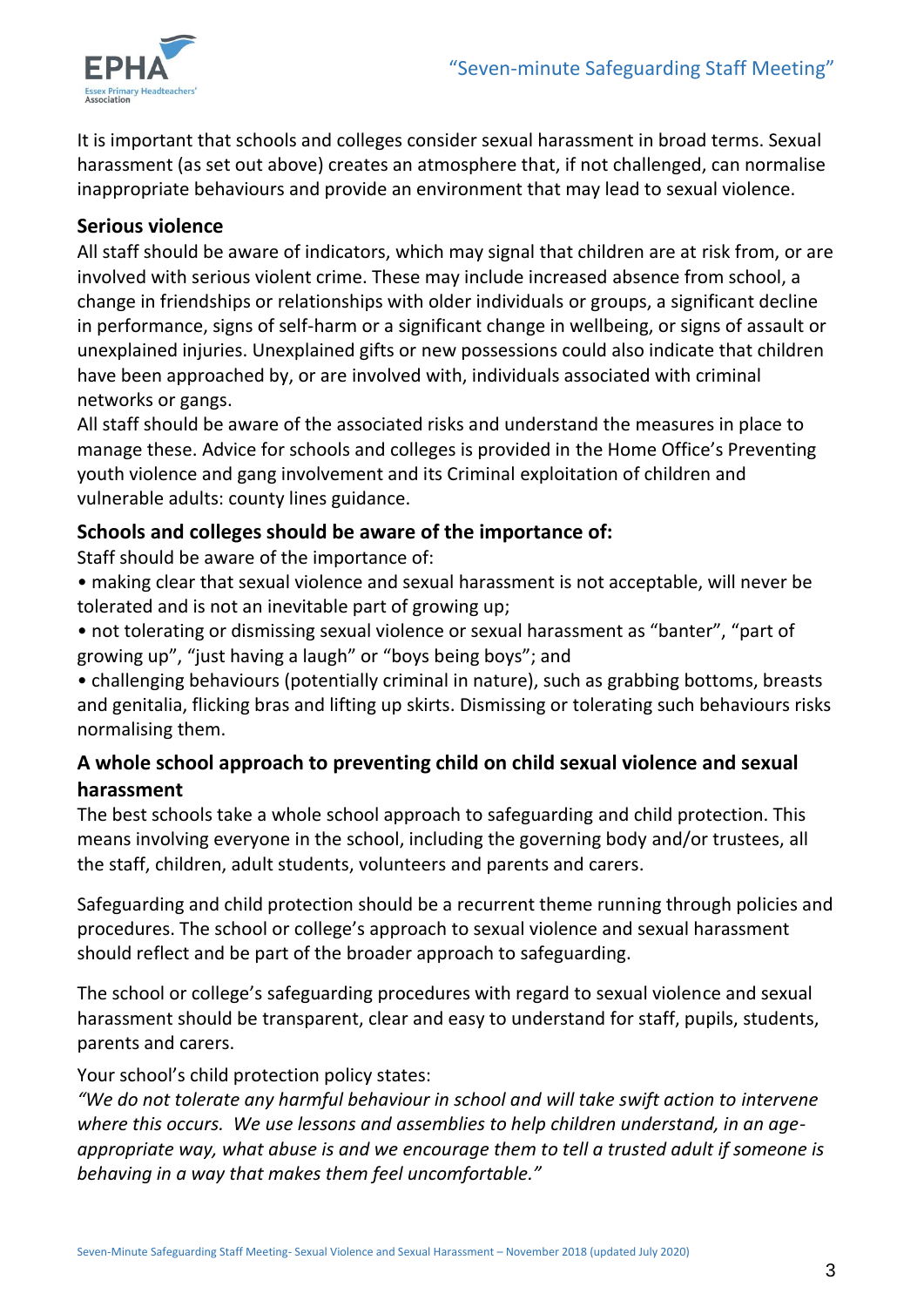It is important that schools and colleges consider sexual harassment in broad terms. Sexual harassment (as set out above) creates an atmosphere that, if not challenged, can normalise inappropriate behaviours and provide an environment that may lead to sexual violence.

**Serious violence**

All staff should be aware of indicators, which may signal that children are at risk from, or are involved with serious violent crime. These may include increased absence from school, a change in friendships or relationships with older individuals or groups, a significant decline in performance, signs of self-harm or a significant change in wellbeing, or signs of assault or unexplained injuries. Unexplained gifts or new possessions could also indicate that children have been approached by, or are involved with, individuals associated with criminal networks or gangs.

All staff should be aware of the associated risks and understand the measures in place to manage these. Advice for schools and colleges is provided in the Home Office's Preventing youth violence and gang involvement and its Criminal exploitation of children and vulnerable adults: county lines guidance.

**Schools and colleges should be aware of the importance of:**

Staff should be aware of the importance of:

- making clear that sexual violence and sexual harassment is not acceptable, will never be tolerated and is not an inevitable part of growing up;
- not tolerating or dismissing sexual violence or sexual harassment as "banter", "part of growing up", "just having a laugh" or "boys being boys"; and
- challenging behaviours (potentially criminal in nature), such as grabbing bottoms, breasts and genitalia, flicking bras and lifting up skirts. Dismissing or tolerating such behaviours risks normalising them.

**A whole school approach to preventing child on child sexual violence and sexual harassment**

The best schools take a whole school approach to safeguarding and child protection. This means involving everyone in the school, including the governing body and/or trustees, all the staff, children, adult students, volunteers and parents and carers.

Safeguarding and child protection should be a recurrent theme running through policies and procedures. The school or college's approach to sexual violence and sexual harassment should reflect and be part of the broader approach to safeguarding.

The school or college's safeguarding procedures with regard to sexual violence and sexual harassment should be transparent, clear and easy to understand for staff, pupils, students, parents and carers.

Your school's child protection policy states:

*"We do not tolerate any harmful behaviour in school and will take swift action to intervene where this occurs. We use lessons and assemblies to help children understand, in an age-appropriate way, what abuse is and we encourage them to tell a trusted adult if someone is behaving in a way that makes them feel uncomfortable."*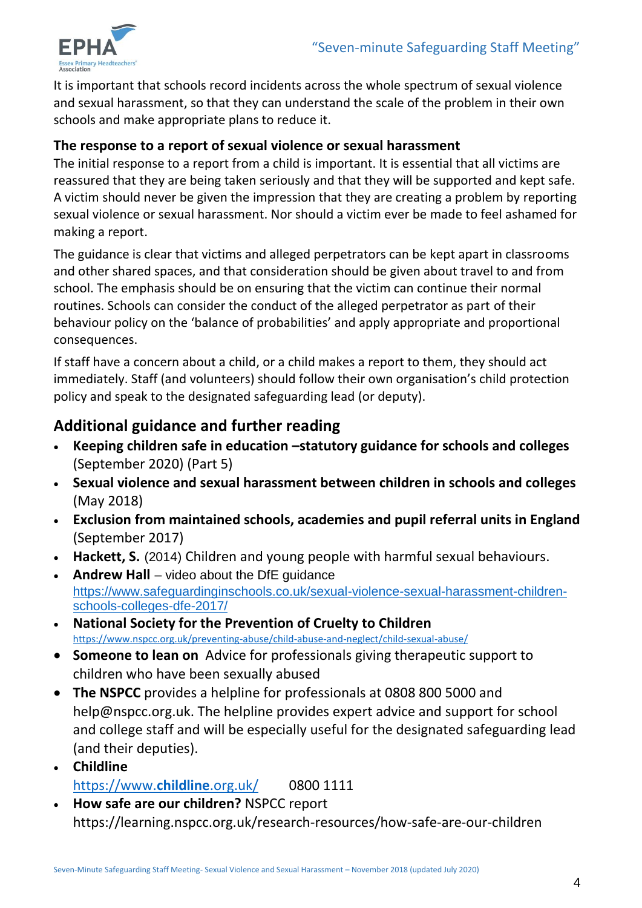It is important that schools record incidents across the whole spectrum of sexual violence and sexual harassment, so that they can understand the scale of the problem in their own schools and make appropriate plans to reduce it.

### The response to a report of sexual violence or sexual harassment

The initial response to a report from a child is important. It is essential that all victims are reassured that they are being taken seriously and that they will be supported and kept safe. A victim should never be given the impression that they are creating a problem by reporting sexual violence or sexual harassment. Nor should a victim ever be made to feel ashamed for making a report.

The guidance is clear that victims and alleged perpetrators can be kept apart in classrooms and other shared spaces, and that consideration should be given about travel to and from school. The emphasis should be on ensuring that the victim can continue their normal routines. Schools can consider the conduct of the alleged perpetrator as part of their behaviour policy on the 'balance of probabilities' and apply appropriate and proportional consequences.

If staff have a concern about a child, or a child makes a report to them, they should act immediately. Staff (and volunteers) should follow their own organisation's child protection policy and speak to the designated safeguarding lead (or deputy).

## Additional guidance and further reading

- **Keeping children safe in education –statutory guidance for schools and colleges** (September 2020) (Part 5)
- **Sexual violence and sexual harassment between children in schools and colleges** (May 2018)
- **Exclusion from maintained schools, academies and pupil referral units in England** (September 2017)
- **Hackett, S.** (2014) Children and young people with harmful sexual behaviours.
- **Andrew Hall** – video about the DfE guidance https://www.safeguardinginschools.co.uk/sexual-violence-sexual-harassment-children-schools-colleges-dfe-2017/
- **National Society for the Prevention of Cruelty to Children** https://www.nspcc.org.uk/preventing-abuse/child-abuse-and-neglect/child-sexual-abuse/
- **Someone to lean on** Advice for professionals giving therapeutic support to children who have been sexually abused
- **The NSPCC** provides a helpline for professionals at 0808 800 5000 and help@nspcc.org.uk. The helpline provides expert advice and support for school and college staff and will be especially useful for the designated safeguarding lead (and their deputies).
- **Childline**
  https://www.childline.org.uk/ 0800 1111
- **How safe are our children?** NSPCC report
  https://learning.nspcc.org.uk/research-resources/how-safe-are-our-children